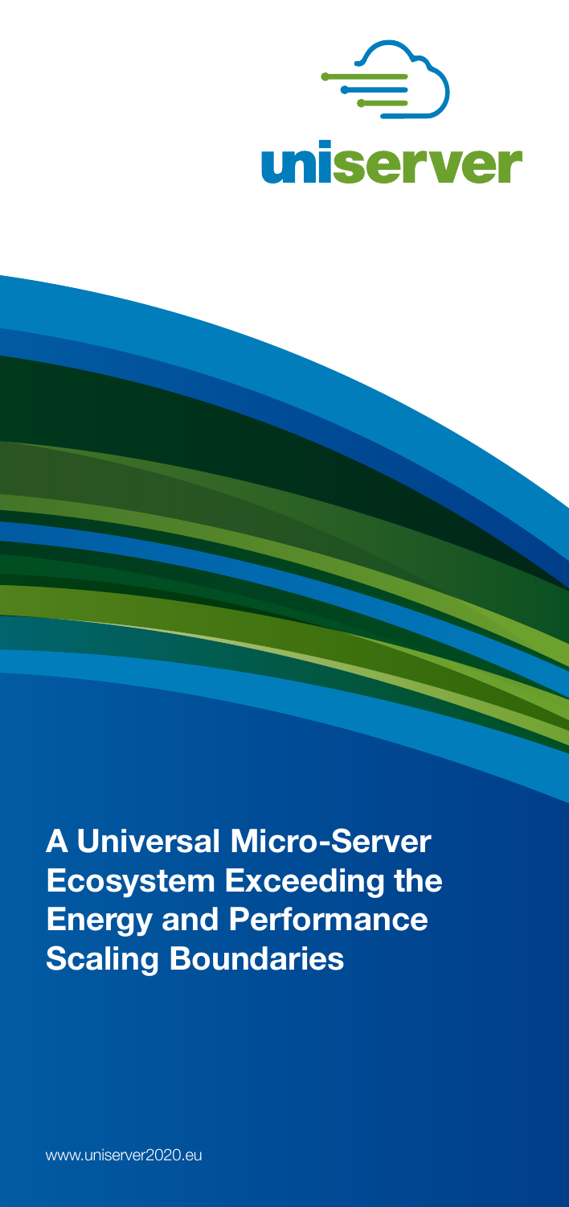uniserver

# A Universal Micro-Server Ecosystem Exceeding the Energy and Performance Scaling Boundaries

www.uniserver2020.eu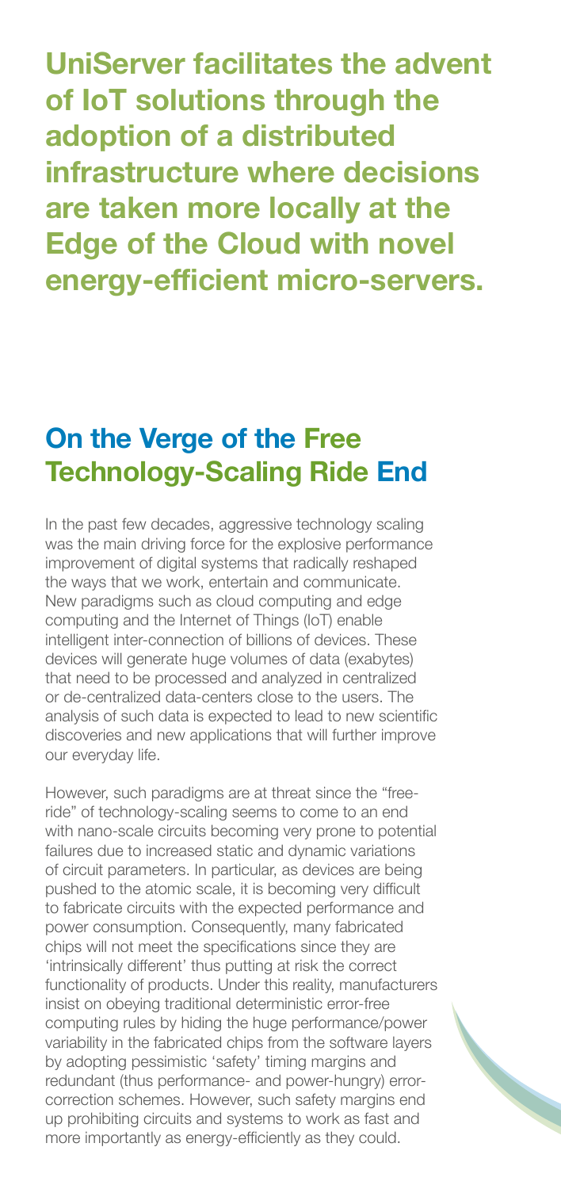**UniServer facilitates the advent of IoT solutions through the adoption of a distributed infrastructure where decisions are taken more locally at the Edge of the Cloud with novel energy-efficient micro-servers.**

## On the Verge of the Free Technology-Scaling Ride End

In the past few decades, aggressive technology scaling was the main driving force for the explosive performance improvement of digital systems that radically reshaped the ways that we work, entertain and communicate. New paradigms such as cloud computing and edge computing and the Internet of Things (IoT) enable intelligent inter-connection of billions of devices. These devices will generate huge volumes of data (exabytes) that need to be processed and analyzed in centralized or de-centralized data-centers close to the users. The analysis of such data is expected to lead to new scientific discoveries and new applications that will further improve our everyday life.

However, such paradigms are at threat since the "free-ride" of technology-scaling seems to come to an end with nano-scale circuits becoming very prone to potential failures due to increased static and dynamic variations of circuit parameters. In particular, as devices are being pushed to the atomic scale, it is becoming very difficult to fabricate circuits with the expected performance and power consumption. Consequently, many fabricated chips will not meet the specifications since they are 'intrinsically different' thus putting at risk the correct functionality of products. Under this reality, manufacturers insist on obeying traditional deterministic error-free computing rules by hiding the huge performance/power variability in the fabricated chips from the software layers by adopting pessimistic 'safety' timing margins and redundant (thus performance- and power-hungry) error-correction schemes. However, such safety margins end up prohibiting circuits and systems to work as fast and more importantly as energy-efficiently as they could.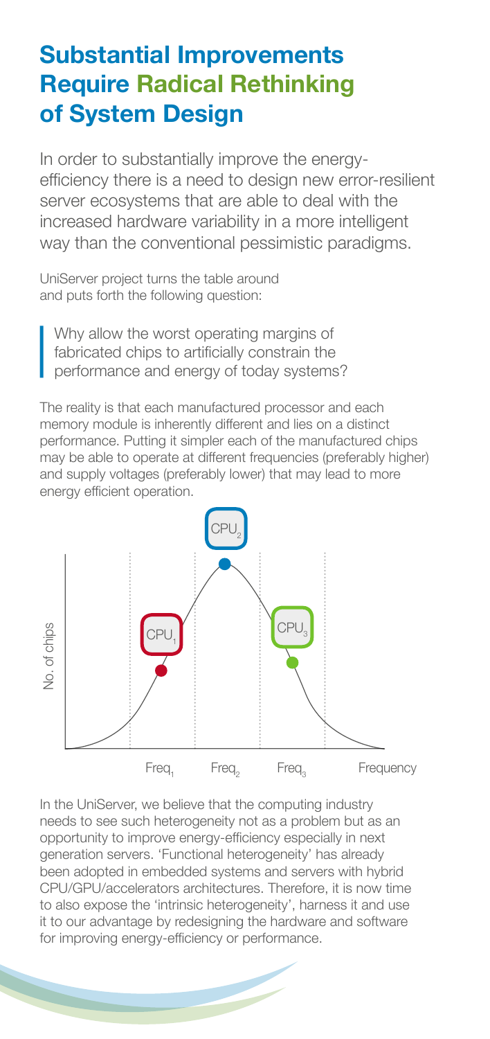# Substantial Improvements Require Radical Rethinking of System Design

In order to substantially improve the energy-efficiency there is a need to design new error-resilient server ecosystems that are able to deal with the increased hardware variability in a more intelligent way than the conventional pessimistic paradigms.

UniServer project turns the table around and puts forth the following question:

> Why allow the worst operating margins of fabricated chips to artificially constrain the performance and energy of today systems?

The reality is that each manufactured processor and each memory module is inherently different and lies on a distinct performance. Putting it simpler each of the manufactured chips may be able to operate at different frequencies (preferably higher) and supply voltages (preferably lower) that may lead to more energy efficient operation.

In the UniServer, we believe that the computing industry needs to see such heterogeneity not as a problem but as an opportunity to improve energy-efficiency especially in next generation servers. 'Functional heterogeneity' has already been adopted in embedded systems and servers with hybrid CPU/GPU/accelerators architectures. Therefore, it is now time to also expose the 'intrinsic heterogeneity', harness it and use it to our advantage by redesigning the hardware and software for improving energy-efficiency or performance.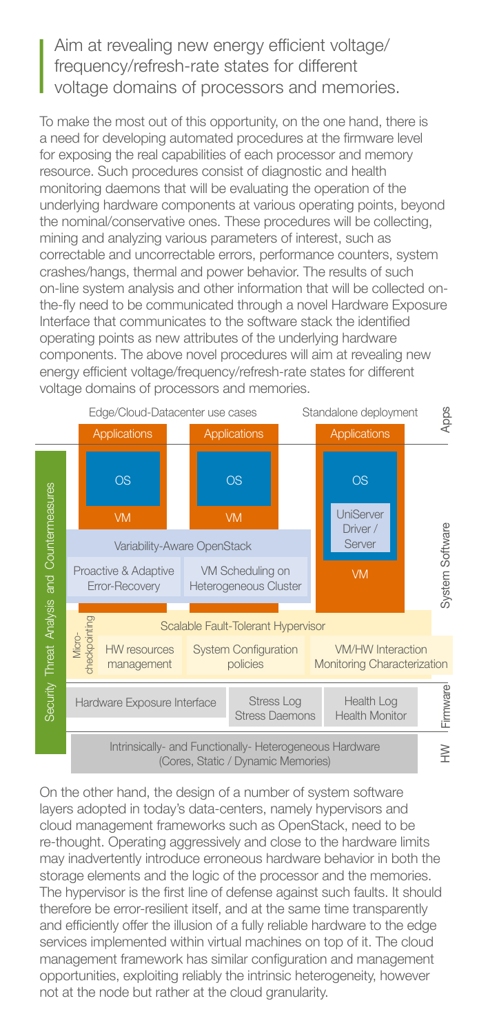> Aim at revealing new energy efficient voltage/frequency/refresh-rate states for different voltage domains of processors and memories.

To make the most out of this opportunity, on the one hand, there is a need for developing automated procedures at the firmware level for exposing the real capabilities of each processor and memory resource. Such procedures consist of diagnostic and health monitoring daemons that will be evaluating the operation of the underlying hardware components at various operating points, beyond the nominal/conservative ones. These procedures will be collecting, mining and analyzing various parameters of interest, such as correctable and uncorrectable errors, performance counters, system crashes/hangs, thermal and power behavior. The results of such on-line system analysis and other information that will be collected on-the-fly need to be communicated through a novel Hardware Exposure Interface that communicates to the software stack the identified operating points as new attributes of the underlying hardware components. The above novel procedures will aim at revealing new energy efficient voltage/frequency/refresh-rate states for different voltage domains of processors and memories.

Edge/Cloud-Datacenter use cases | Standalone deployment | Apps

Applications | Applications | Applications

OS | OS | OS

VM | VM | UniServer Driver / Server

Variability-Aware OpenStack

Proactive & Adaptive Error-Recovery | VM Scheduling on Heterogeneous Cluster | VM

System Software

Scalable Fault-Tolerant Hypervisor

Micro-checkpointing | HW resources management | System Configuration policies | VM/HW Interaction Monitoring Characterization

Firmware

Hardware Exposure Interface | Stress Log Stress Daemons | Health Log Health Monitor

HW

Intrinsically- and Functionally- Heterogeneous Hardware (Cores, Static / Dynamic Memories)

Security Threat Analysis and Countermeasures

On the other hand, the design of a number of system software layers adopted in today's data-centers, namely hypervisors and cloud management frameworks such as OpenStack, need to be re-thought. Operating aggressively and close to the hardware limits may inadvertently introduce erroneous hardware behavior in both the storage elements and the logic of the processor and the memories. The hypervisor is the first line of defense against such faults. It should therefore be error-resilient itself, and at the same time transparently and efficiently offer the illusion of a fully reliable hardware to the edge services implemented within virtual machines on top of it. The cloud management framework has similar configuration and management opportunities, exploiting reliably the intrinsic heterogeneity, however not at the node but rather at the cloud granularity.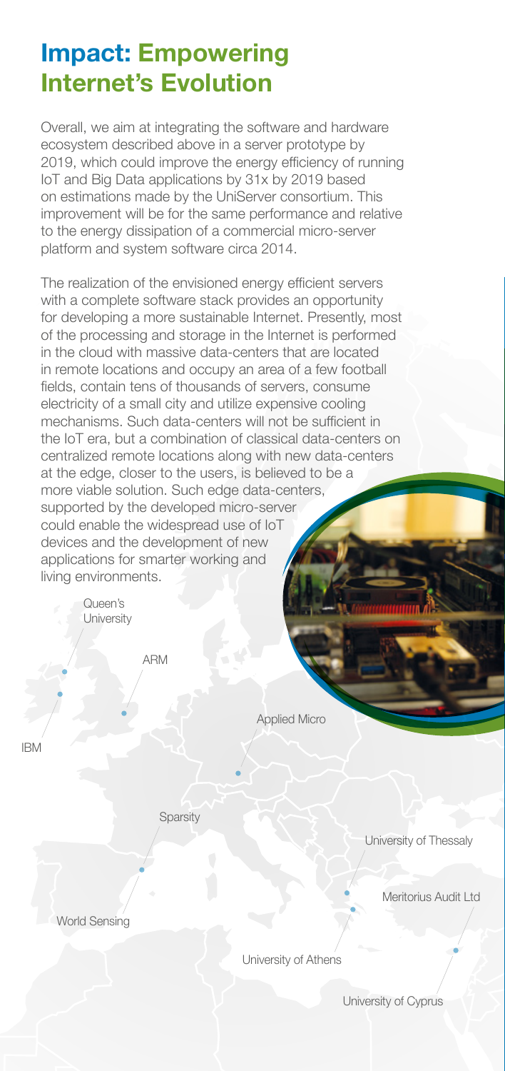# Impact: Empowering Internet's Evolution

Overall, we aim at integrating the software and hardware ecosystem described above in a server prototype by 2019, which could improve the energy efficiency of running IoT and Big Data applications by 31x by 2019 based on estimations made by the UniServer consortium. This improvement will be for the same performance and relative to the energy dissipation of a commercial micro-server platform and system software circa 2014.

The realization of the envisioned energy efficient servers with a complete software stack provides an opportunity for developing a more sustainable Internet. Presently, most of the processing and storage in the Internet is performed in the cloud with massive data-centers that are located in remote locations and occupy an area of a few football fields, contain tens of thousands of servers, consume electricity of a small city and utilize expensive cooling mechanisms. Such data-centers will not be sufficient in the IoT era, but a combination of classical data-centers on centralized remote locations along with new data-centers at the edge, closer to the users, is believed to be a more viable solution. Such edge data-centers, supported by the developed micro-server could enable the widespread use of IoT devices and the development of new applications for smarter working and living environments.

Queen's University

ARM

IBM

Applied Micro

Sparsity

World Sensing

University of Thessaly

Meritorius Audit Ltd

University of Athens

University of Cyprus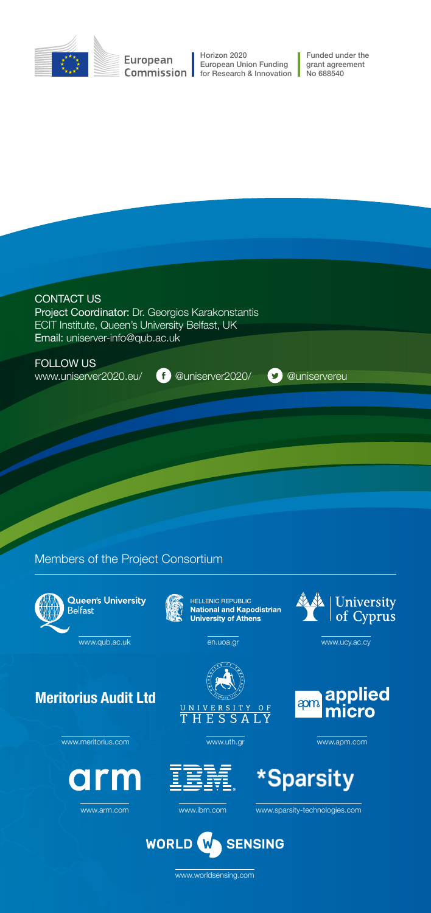European Commission

Horizon 2020
European Union Funding
for Research & Innovation

Funded under the
grant agreement
No 688540

CONTACT US
**Project Coordinator:** Dr. Georgios Karakonstantis
ECIT Institute, Queen's University Belfast, UK
**Email:** uniserver-info@qub.ac.uk

FOLLOW US
www.uniserver2020.eu/ @uniserver2020/ @uniservereu

## Members of the Project Consortium

Queen's University Belfast
www.qub.ac.uk

HELLENIC REPUBLIC
National and Kapodistrian University of Athens
en.uoa.gr

University of Cyprus
www.ucy.ac.cy

**Meritorius Audit Ltd**
www.meritorius.com

UNIVERSITY OF THESSALY
www.uth.gr

apm applied micro
www.apm.com

arm
www.arm.com

IBM
www.ibm.com

*Sparsity
www.sparsity-technologies.com

WORLD SENSING
www.worldsensing.com